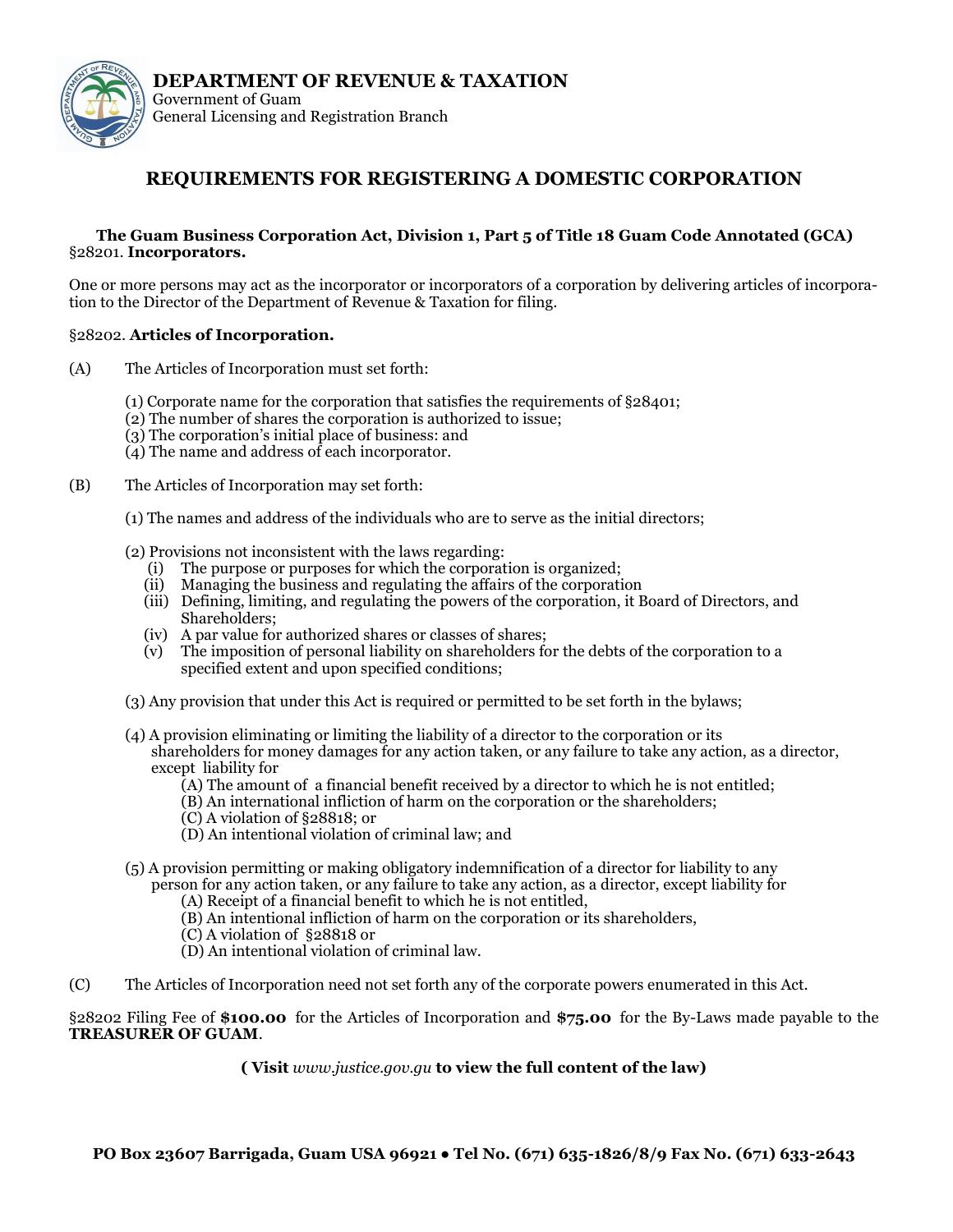**DEPARTMENT OF REVENUE & TAXATION**
Government of Guam
General Licensing and Registration Branch

# REQUIREMENTS FOR REGISTERING A DOMESTIC CORPORATION

**The Guam Business Corporation Act, Division 1, Part 5 of Title 18 Guam Code Annotated (GCA)**
§28201. **Incorporators.**

One or more persons may act as the incorporator or incorporators of a corporation by delivering articles of incorporation to the Director of the Department of Revenue & Taxation for filing.

§28202. **Articles of Incorporation.**

(A) The Articles of Incorporation must set forth:

(1) Corporate name for the corporation that satisfies the requirements of §28401;
(2) The number of shares the corporation is authorized to issue;
(3) The corporation's initial place of business: and
(4) The name and address of each incorporator.

(B) The Articles of Incorporation may set forth:

(1) The names and address of the individuals who are to serve as the initial directors;

(2) Provisions not inconsistent with the laws regarding:
- (i) The purpose or purposes for which the corporation is organized;
- (ii) Managing the business and regulating the affairs of the corporation
- (iii) Defining, limiting, and regulating the powers of the corporation, it Board of Directors, and Shareholders;
- (iv) A par value for authorized shares or classes of shares;
- (v) The imposition of personal liability on shareholders for the debts of the corporation to a specified extent and upon specified conditions;

(3) Any provision that under this Act is required or permitted to be set forth in the bylaws;

(4) A provision eliminating or limiting the liability of a director to the corporation or its shareholders for money damages for any action taken, or any failure to take any action, as a director, except liability for
- (A) The amount of a financial benefit received by a director to which he is not entitled;
- (B) An international infliction of harm on the corporation or the shareholders;
- (C) A violation of §28818; or
- (D) An intentional violation of criminal law; and

(5) A provision permitting or making obligatory indemnification of a director for liability to any person for any action taken, or any failure to take any action, as a director, except liability for
- (A) Receipt of a financial benefit to which he is not entitled,
- (B) An intentional infliction of harm on the corporation or its shareholders,
- (C) A violation of §28818 or
- (D) An intentional violation of criminal law.

(C) The Articles of Incorporation need not set forth any of the corporate powers enumerated in this Act.

§28202 Filing Fee of **$100.00** for the Articles of Incorporation and **$75.00** for the By-Laws made payable to the **TREASURER OF GUAM**.

**( Visit** *www.justice.gov.gu* **to view the full content of the law)**

**PO Box 23607 Barrigada, Guam USA 96921 • Tel No. (671) 635-1826/8/9 Fax No. (671) 633-2643**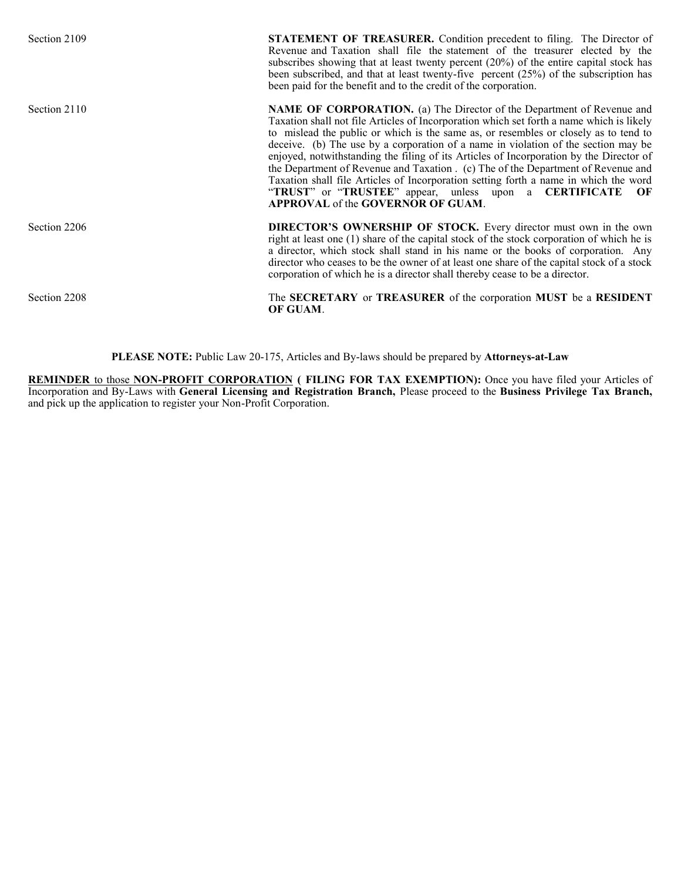| | |
|---|---|
| Section 2109 | **STATEMENT OF TREASURER.** Condition precedent to filing. The Director of Revenue and Taxation shall file the statement of the treasurer elected by the subscribes showing that at least twenty percent (20%) of the entire capital stock has been subscribed, and that at least twenty-five percent (25%) of the subscription has been paid for the benefit and to the credit of the corporation. |
| Section 2110 | **NAME OF CORPORATION.** (a) The Director of the Department of Revenue and Taxation shall not file Articles of Incorporation which set forth a name which is likely to mislead the public or which is the same as, or resembles or closely as to tend to deceive. (b) The use by a corporation of a name in violation of the section may be enjoyed, notwithstanding the filing of its Articles of Incorporation by the Director of the Department of Revenue and Taxation . (c) The of the Department of Revenue and Taxation shall file Articles of Incorporation setting forth a name in which the word "**TRUST**" or "**TRUSTEE**" appear, unless upon a **CERTIFICATE OF APPROVAL** of the **GOVERNOR OF GUAM**. |
| Section 2206 | **DIRECTOR'S OWNERSHIP OF STOCK.** Every director must own in the own right at least one (1) share of the capital stock of the stock corporation of which he is a director, which stock shall stand in his name or the books of corporation. Any director who ceases to be the owner of at least one share of the capital stock of a stock corporation of which he is a director shall thereby cease to be a director. |
| Section 2208 | The **SECRETARY** or **TREASURER** of the corporation **MUST** be a **RESIDENT OF GUAM**. |

**PLEASE NOTE:** Public Law 20-175, Articles and By-laws should be prepared by **Attorneys-at-Law**

**REMINDER** to those **NON-PROFIT CORPORATION ( FILING FOR TAX EXEMPTION):** Once you have filed your Articles of Incorporation and By-Laws with **General Licensing and Registration Branch,** Please proceed to the **Business Privilege Tax Branch,** and pick up the application to register your Non-Profit Corporation.